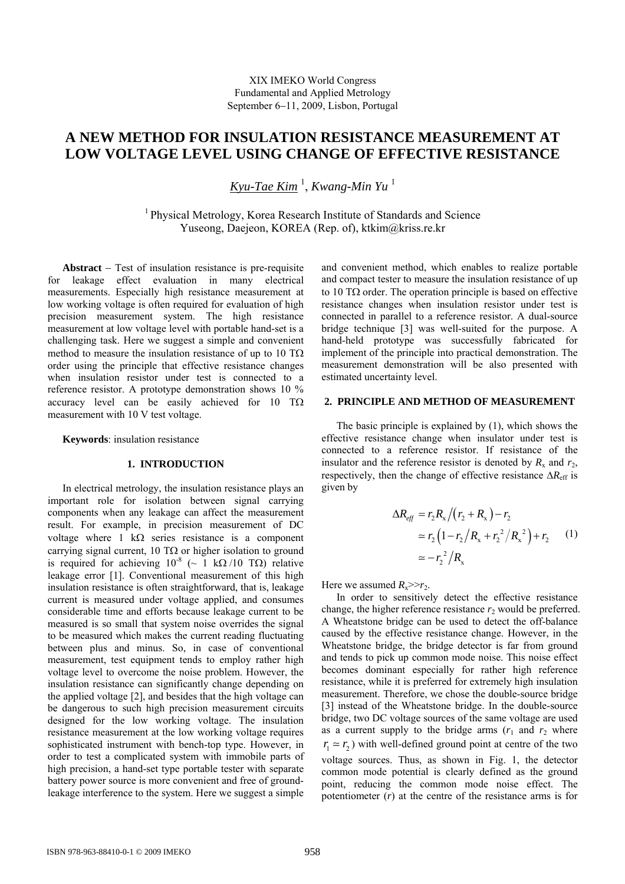XIX IMEKO World Congress
Fundamental and Applied Metrology
September 6−11, 2009, Lisbon, Portugal

# A NEW METHOD FOR INSULATION RESISTANCE MEASUREMENT AT LOW VOLTAGE LEVEL USING CHANGE OF EFFECTIVE RESISTANCE

*Kyu-Tae Kim* [1], *Kwang-Min Yu* [1]

[1] Physical Metrology, Korea Research Institute of Standards and Science
Yuseong, Daejeon, KOREA (Rep. of), ktkim@kriss.re.kr

**Abstract** − Test of insulation resistance is pre-requisite for leakage effect evaluation in many electrical measurements. Especially high resistance measurement at low working voltage is often required for evaluation of high precision measurement system. The high resistance measurement at low voltage level with portable hand-set is a challenging task. Here we suggest a simple and convenient method to measure the insulation resistance of up to 10 TΩ order using the principle that effective resistance changes when insulation resistor under test is connected to a reference resistor. A prototype demonstration shows 10 % accuracy level can be easily achieved for 10 TΩ measurement with 10 V test voltage.

**Keywords**: insulation resistance

## 1. INTRODUCTION

In electrical metrology, the insulation resistance plays an important role for isolation between signal carrying components when any leakage can affect the measurement result. For example, in precision measurement of DC voltage where 1 kΩ series resistance is a component carrying signal current, 10 TΩ or higher isolation to ground is required for achieving $10^{-8}$ (~ 1 kΩ /10 TΩ) relative leakage error [1]. Conventional measurement of this high insulation resistance is often straightforward, that is, leakage current is measured under voltage applied, and consumes considerable time and efforts because leakage current to be measured is so small that system noise overrides the signal to be measured which makes the current reading fluctuating between plus and minus. So, in case of conventional measurement, test equipment tends to employ rather high voltage level to overcome the noise problem. However, the insulation resistance can significantly change depending on the applied voltage [2], and besides that the high voltage can be dangerous to such high precision measurement circuits designed for the low working voltage. The insulation resistance measurement at the low working voltage requires sophisticated instrument with bench-top type. However, in order to test a complicated system with immobile parts of high precision, a hand-set type portable tester with separate battery power source is more convenient and free of ground-leakage interference to the system. Here we suggest a simple and convenient method, which enables to realize portable and compact tester to measure the insulation resistance of up to 10 TΩ order. The operation principle is based on effective resistance changes when insulation resistor under test is connected in parallel to a reference resistor. A dual-source bridge technique [3] was well-suited for the purpose. A hand-held prototype was successfully fabricated for implement of the principle into practical demonstration. The measurement demonstration will be also presented with estimated uncertainty level.

## 2. PRINCIPLE AND METHOD OF MEASUREMENT

The basic principle is explained by (1), which shows the effective resistance change when insulator under test is connected to a reference resistor. If resistance of the insulator and the reference resistor is denoted by $R_x$ and $r_2$, respectively, then the change of effective resistance $\Delta R_{eff}$ is given by

$$\begin{aligned}\Delta R_{eff} &= r_2 R_x \big/ \left(r_2 + R_x\right) - r_2 \\ &\simeq r_2\left(1 - r_2 \big/ R_x + r_2^{\,2} \big/ R_x^{\,2}\right) + r_2 \\ &\simeq -r_2^{\,2} \big/ R_x\end{aligned} \tag{1}$$

Here we assumed $R_x \gg r_2$.

In order to sensitively detect the effective resistance change, the higher reference resistance $r_2$ would be preferred. A Wheatstone bridge can be used to detect the off-balance caused by the effective resistance change. However, in the Wheatstone bridge, the bridge detector is far from ground and tends to pick up common mode noise. This noise effect becomes dominant especially for rather high reference resistance, while it is preferred for extremely high insulation measurement. Therefore, we chose the double-source bridge [3] instead of the Wheatstone bridge. In the double-source bridge, two DC voltage sources of the same voltage are used as a current supply to the bridge arms ($r_1$ and $r_2$ where $r_1 \simeq r_2$) with well-defined ground point at centre of the two voltage sources. Thus, as shown in Fig. 1, the detector common mode potential is clearly defined as the ground point, reducing the common mode noise effect. The potentiometer ($r$) at the centre of the resistance arms is for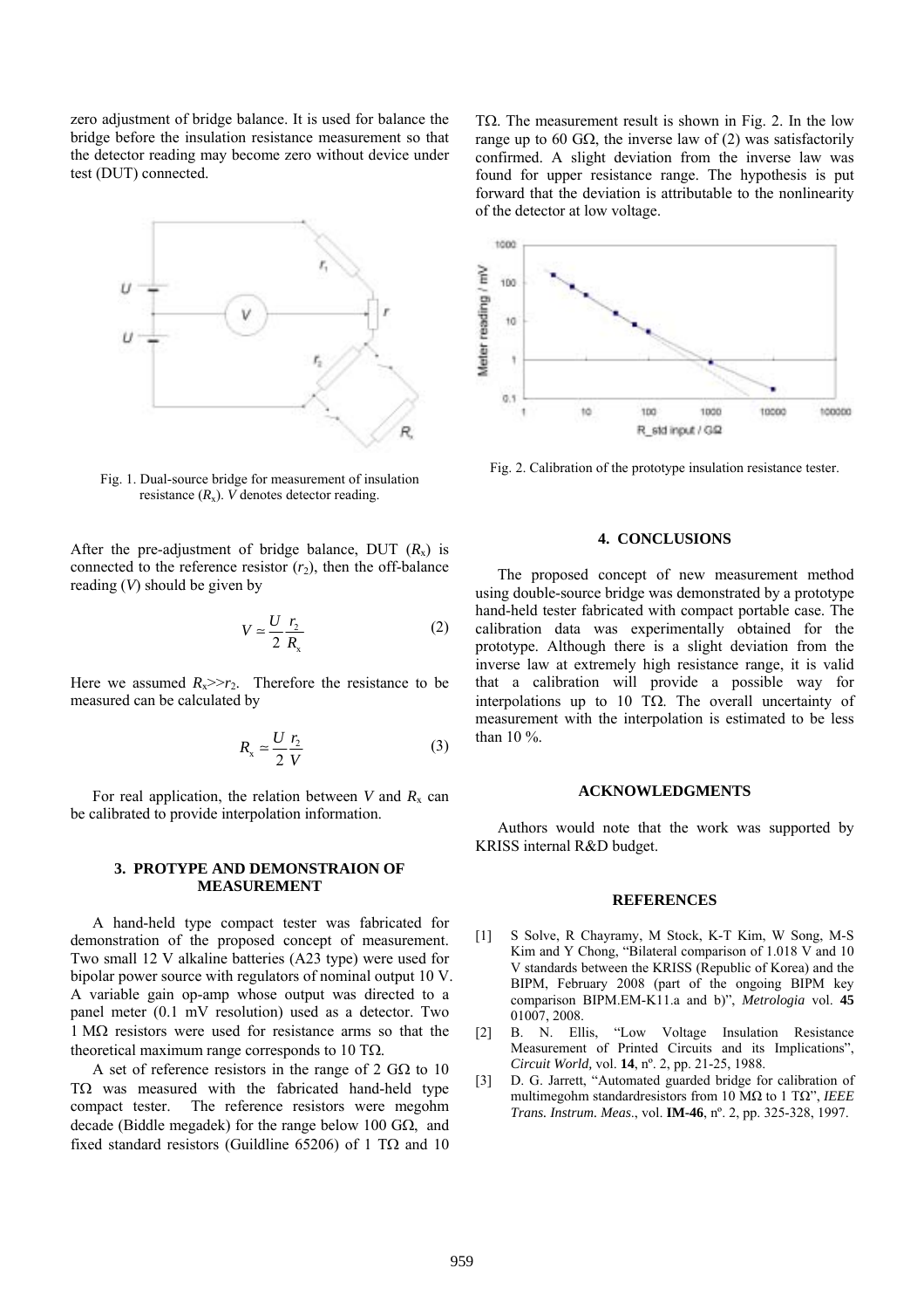zero adjustment of bridge balance. It is used for balance the bridge before the insulation resistance measurement so that the detector reading may become zero without device under test (DUT) connected.

U
U
V
$r_1$
r
$r_2$
$R_x$

Fig. 1. Dual-source bridge for measurement of insulation resistance ($R_x$). $V$ denotes detector reading.

After the pre-adjustment of bridge balance, DUT ($R_x$) is connected to the reference resistor ($r_2$), then the off-balance reading ($V$) should be given by

$$V \simeq \frac{U}{2}\frac{r_2}{R_x} \tag{2}$$

Here we assumed $R_x >> r_2$. Therefore the resistance to be measured can be calculated by

$$R_x \simeq \frac{U}{2}\frac{r_2}{V} \tag{3}$$

For real application, the relation between $V$ and $R_x$ can be calibrated to provide interpolation information.

## 3. PROTYPE AND DEMONSTRAION OF MEASUREMENT

A hand-held type compact tester was fabricated for demonstration of the proposed concept of measurement. Two small 12 V alkaline batteries (A23 type) were used for bipolar power source with regulators of nominal output 10 V. A variable gain op-amp whose output was directed to a panel meter (0.1 mV resolution) used as a detector. Two 1 MΩ resistors were used for resistance arms so that the theoretical maximum range corresponds to 10 TΩ.

A set of reference resistors in the range of 2 GΩ to 10 TΩ was measured with the fabricated hand-held type compact tester. The reference resistors were megohm decade (Biddle megadek) for the range below 100 GΩ, and fixed standard resistors (Guildline 65206) of 1 TΩ and 10 TΩ. The measurement result is shown in Fig. 2. In the low range up to 60 GΩ, the inverse law of (2) was satisfactorily confirmed. A slight deviation from the inverse law was found for upper resistance range. The hypothesis is put forward that the deviation is attributable to the nonlinearity of the detector at low voltage.

Meter reading / mV
1000
100
10
1
0.1
1
10
100
1000
10000
100000
R_std input / GΩ

Fig. 2. Calibration of the prototype insulation resistance tester.

## 4. CONCLUSIONS

The proposed concept of new measurement method using double-source bridge was demonstrated by a prototype hand-held tester fabricated with compact portable case. The calibration data was experimentally obtained for the prototype. Although there is a slight deviation from the inverse law at extremely high resistance range, it is valid that a calibration will provide a possible way for interpolations up to 10 TΩ. The overall uncertainty of measurement with the interpolation is estimated to be less than 10 %.

## ACKNOWLEDGMENTS

Authors would note that the work was supported by KRISS internal R&D budget.

## REFERENCES

[1] S Solve, R Chayramy, M Stock, K-T Kim, W Song, M-S Kim and Y Chong, "Bilateral comparison of 1.018 V and 10 V standards between the KRISS (Republic of Korea) and the BIPM, February 2008 (part of the ongoing BIPM key comparison BIPM.EM-K11.a and b)", *Metrologia* vol. **45** 01007, 2008.

[2] B. N. Ellis, "Low Voltage Insulation Resistance Measurement of Printed Circuits and its Implications", *Circuit World,* vol. **14**, nº. 2, pp. 21-25, 1988.

[3] D. G. Jarrett, "Automated guarded bridge for calibration of multimegohm standardresistors from 10 MΩ to 1 TΩ", *IEEE Trans. Instrum. Meas*., vol. **IM-46**, nº. 2, pp. 325-328, 1997.